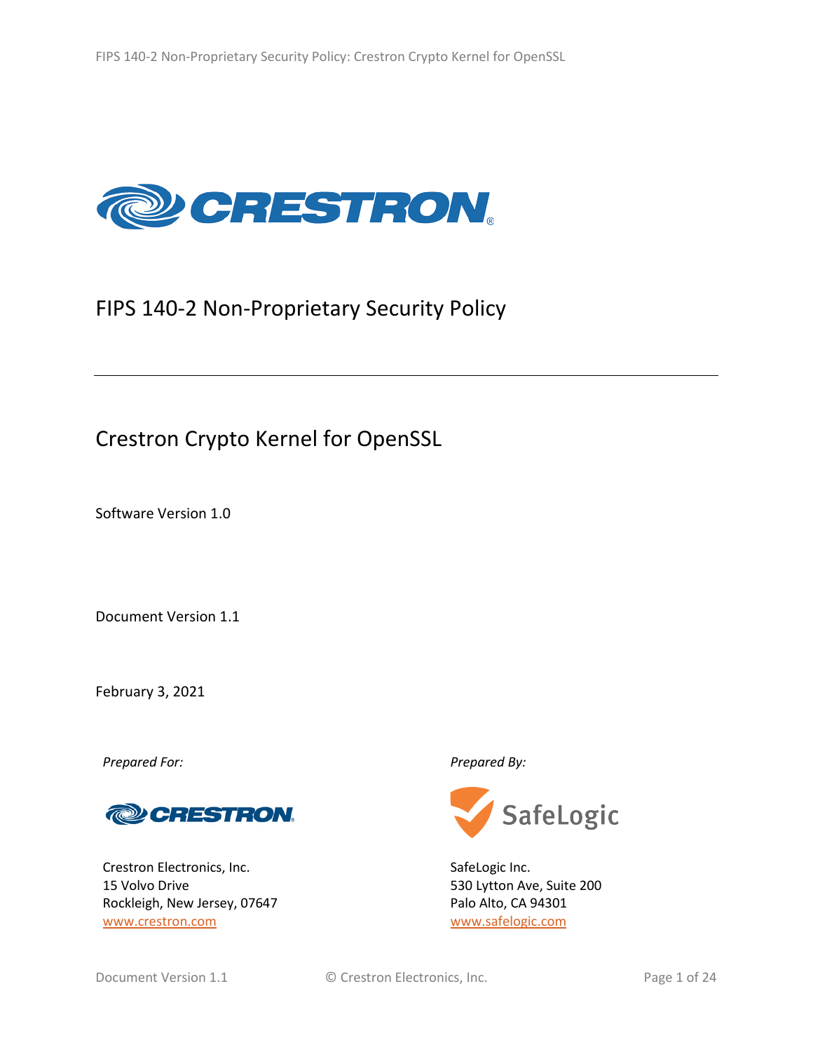# FIPS 140-2 Non-Proprietary Security Policy

## Crestron Crypto Kernel for OpenSSL

Software Version 1.0

Document Version 1.1

February 3, 2021

*Prepared For:*

Crestron Electronics, Inc.
15 Volvo Drive
Rockleigh, New Jersey, 07647
www.crestron.com

*Prepared By:*

SafeLogic Inc.
530 Lytton Ave, Suite 200
Palo Alto, CA 94301
www.safelogic.com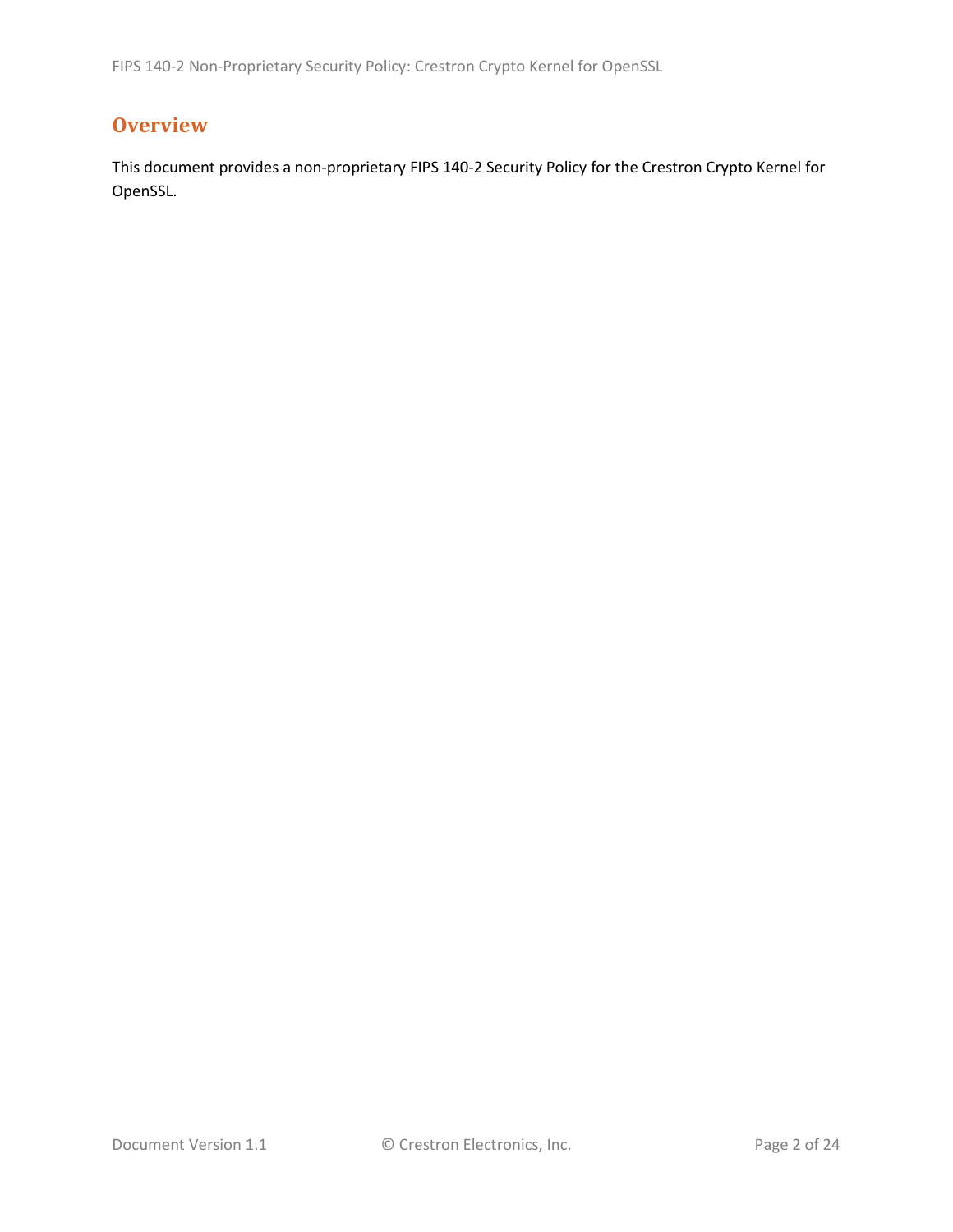## Overview

This document provides a non-proprietary FIPS 140-2 Security Policy for the Crestron Crypto Kernel for OpenSSL.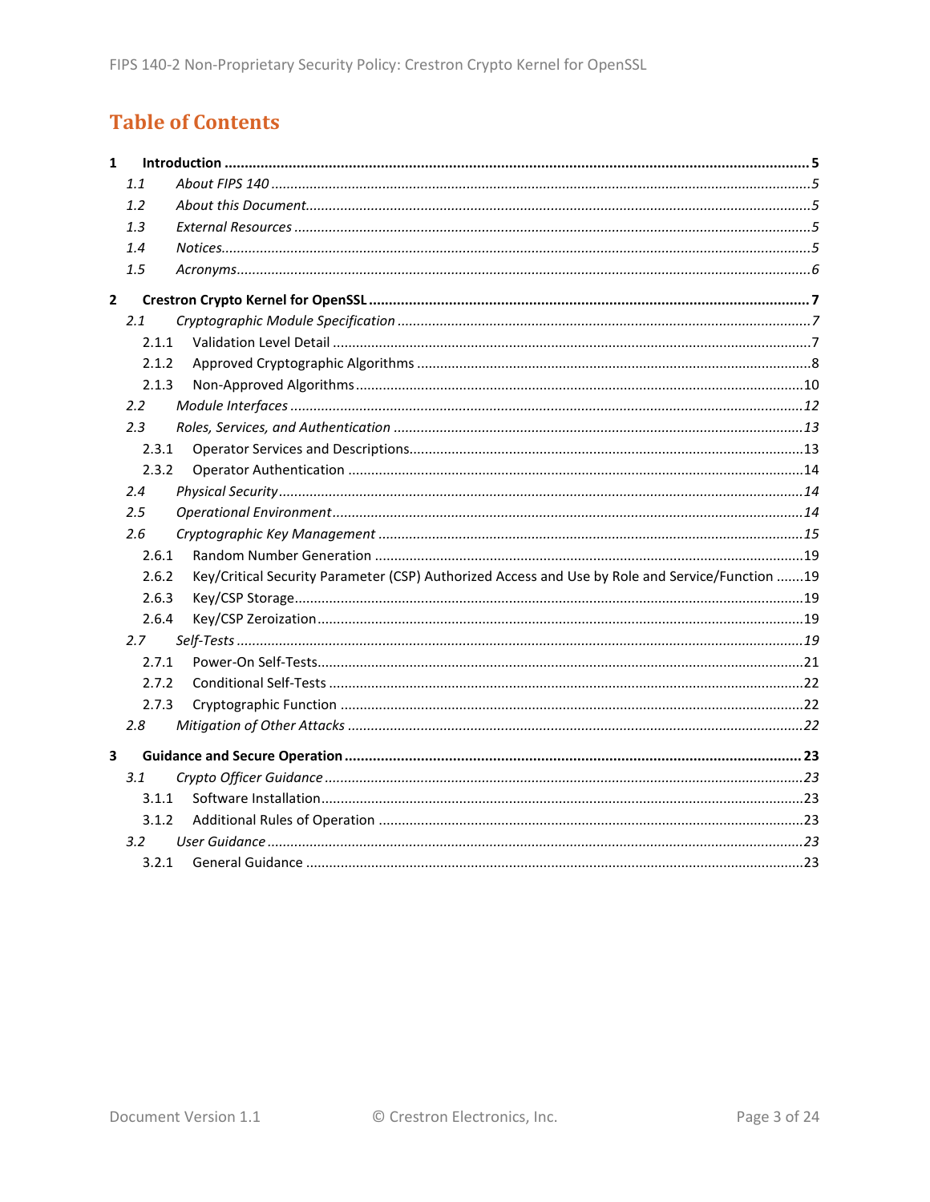# Table of Contents

**1 Introduction ........ 5**

*1.1 About FIPS 140 ........ 5*

*1.2 About this Document ........ 5*

*1.3 External Resources ........ 5*

*1.4 Notices ........ 5*

*1.5 Acronyms ........ 6*

**2 Crestron Crypto Kernel for OpenSSL ........ 7**

*2.1 Cryptographic Module Specification ........ 7*

2.1.1 Validation Level Detail ........ 7

2.1.2 Approved Cryptographic Algorithms ........ 8

2.1.3 Non-Approved Algorithms ........ 10

*2.2 Module Interfaces ........ 12*

*2.3 Roles, Services, and Authentication ........ 13*

2.3.1 Operator Services and Descriptions ........ 13

2.3.2 Operator Authentication ........ 14

*2.4 Physical Security ........ 14*

*2.5 Operational Environment ........ 14*

*2.6 Cryptographic Key Management ........ 15*

2.6.1 Random Number Generation ........ 19

2.6.2 Key/Critical Security Parameter (CSP) Authorized Access and Use by Role and Service/Function ........ 19

2.6.3 Key/CSP Storage ........ 19

2.6.4 Key/CSP Zeroization ........ 19

*2.7 Self-Tests ........ 19*

2.7.1 Power-On Self-Tests ........ 21

2.7.2 Conditional Self-Tests ........ 22

2.7.3 Cryptographic Function ........ 22

*2.8 Mitigation of Other Attacks ........ 22*

**3 Guidance and Secure Operation ........ 23**

*3.1 Crypto Officer Guidance ........ 23*

3.1.1 Software Installation ........ 23

3.1.2 Additional Rules of Operation ........ 23

*3.2 User Guidance ........ 23*

3.2.1 General Guidance ........ 23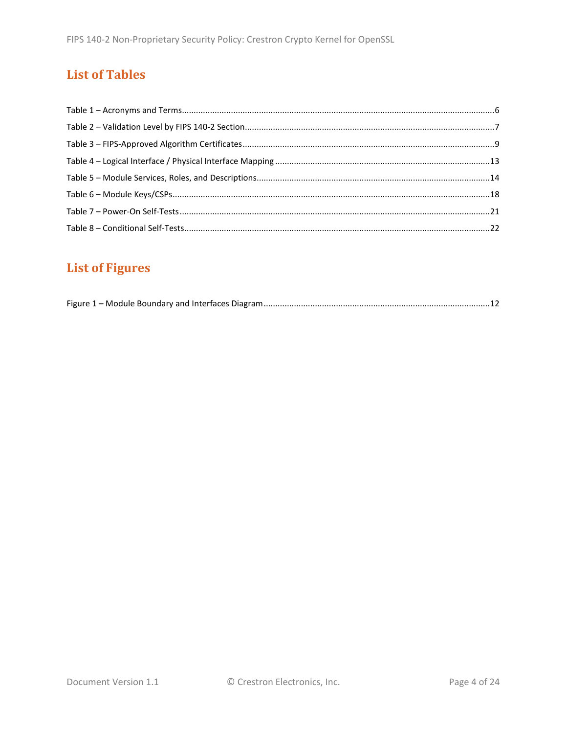## List of Tables

Table 1 – Acronyms and Terms....6
Table 2 – Validation Level by FIPS 140-2 Section....7
Table 3 – FIPS-Approved Algorithm Certificates....9
Table 4 – Logical Interface / Physical Interface Mapping....13
Table 5 – Module Services, Roles, and Descriptions....14
Table 6 – Module Keys/CSPs....18
Table 7 – Power-On Self-Tests....21
Table 8 – Conditional Self-Tests....22

## List of Figures

Figure 1 – Module Boundary and Interfaces Diagram....12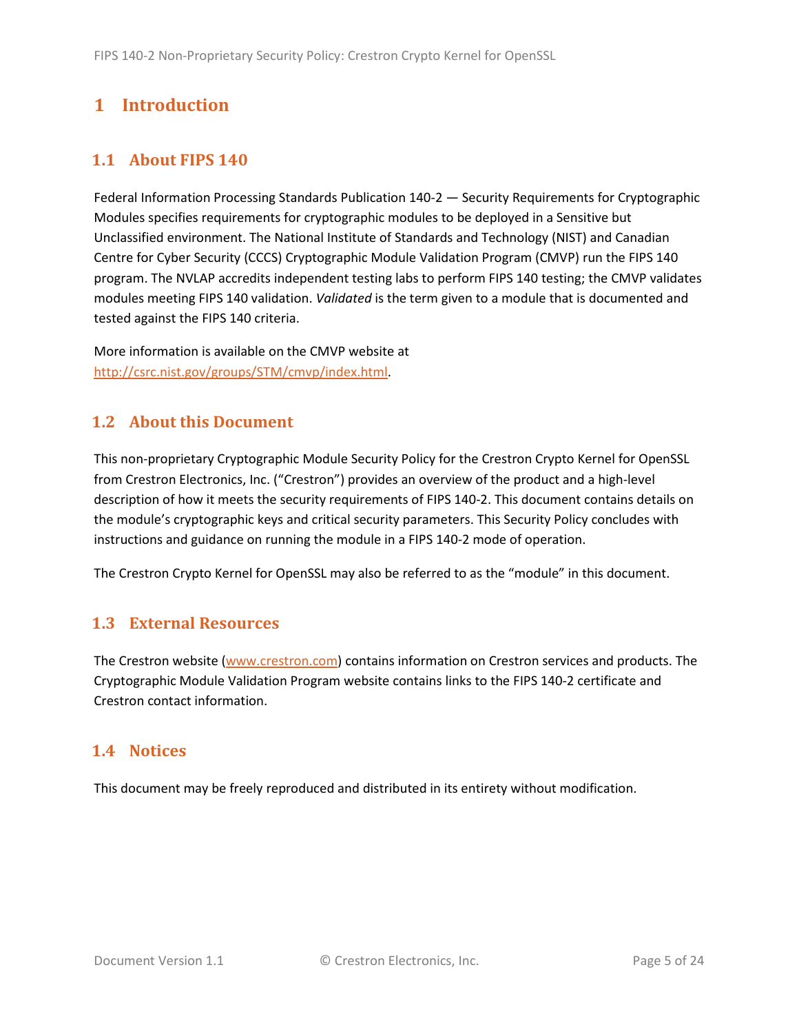# 1 Introduction

## 1.1 About FIPS 140

Federal Information Processing Standards Publication 140-2 — Security Requirements for Cryptographic Modules specifies requirements for cryptographic modules to be deployed in a Sensitive but Unclassified environment. The National Institute of Standards and Technology (NIST) and Canadian Centre for Cyber Security (CCCS) Cryptographic Module Validation Program (CMVP) run the FIPS 140 program. The NVLAP accredits independent testing labs to perform FIPS 140 testing; the CMVP validates modules meeting FIPS 140 validation. *Validated* is the term given to a module that is documented and tested against the FIPS 140 criteria.

More information is available on the CMVP website at [http://csrc.nist.gov/groups/STM/cmvp/index.html](http://csrc.nist.gov/groups/STM/cmvp/index.html).

## 1.2 About this Document

This non-proprietary Cryptographic Module Security Policy for the Crestron Crypto Kernel for OpenSSL from Crestron Electronics, Inc. ("Crestron") provides an overview of the product and a high-level description of how it meets the security requirements of FIPS 140-2. This document contains details on the module's cryptographic keys and critical security parameters. This Security Policy concludes with instructions and guidance on running the module in a FIPS 140-2 mode of operation.

The Crestron Crypto Kernel for OpenSSL may also be referred to as the "module" in this document.

## 1.3 External Resources

The Crestron website ([www.crestron.com](http://www.crestron.com)) contains information on Crestron services and products. The Cryptographic Module Validation Program website contains links to the FIPS 140-2 certificate and Crestron contact information.

## 1.4 Notices

This document may be freely reproduced and distributed in its entirety without modification.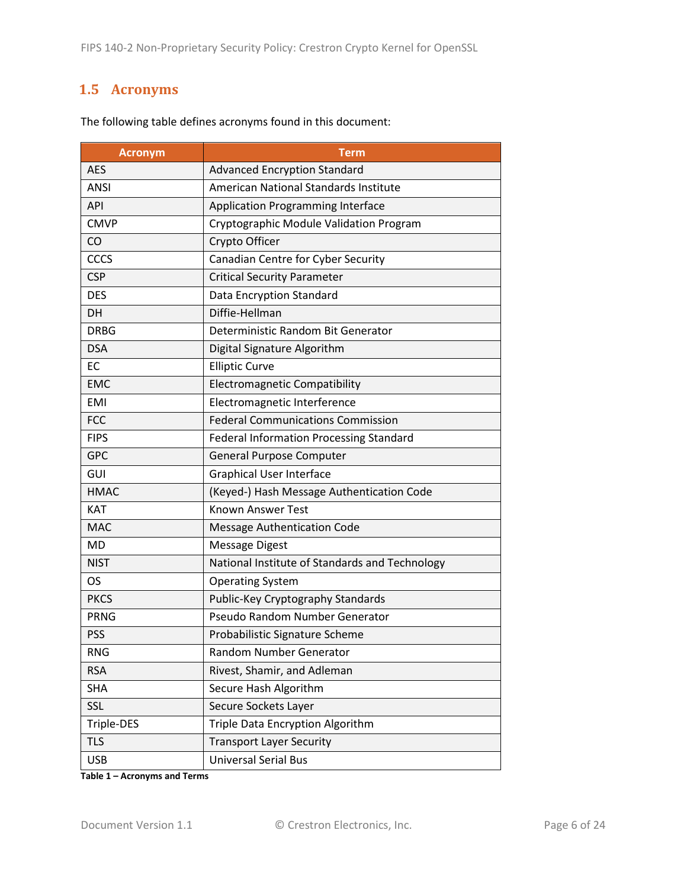## 1.5 Acronyms

The following table defines acronyms found in this document:

| Acronym | Term |
|---|---|
| AES | Advanced Encryption Standard |
| ANSI | American National Standards Institute |
| API | Application Programming Interface |
| CMVP | Cryptographic Module Validation Program |
| CO | Crypto Officer |
| CCCS | Canadian Centre for Cyber Security |
| CSP | Critical Security Parameter |
| DES | Data Encryption Standard |
| DH | Diffie-Hellman |
| DRBG | Deterministic Random Bit Generator |
| DSA | Digital Signature Algorithm |
| EC | Elliptic Curve |
| EMC | Electromagnetic Compatibility |
| EMI | Electromagnetic Interference |
| FCC | Federal Communications Commission |
| FIPS | Federal Information Processing Standard |
| GPC | General Purpose Computer |
| GUI | Graphical User Interface |
| HMAC | (Keyed-) Hash Message Authentication Code |
| KAT | Known Answer Test |
| MAC | Message Authentication Code |
| MD | Message Digest |
| NIST | National Institute of Standards and Technology |
| OS | Operating System |
| PKCS | Public-Key Cryptography Standards |
| PRNG | Pseudo Random Number Generator |
| PSS | Probabilistic Signature Scheme |
| RNG | Random Number Generator |
| RSA | Rivest, Shamir, and Adleman |
| SHA | Secure Hash Algorithm |
| SSL | Secure Sockets Layer |
| Triple-DES | Triple Data Encryption Algorithm |
| TLS | Transport Layer Security |
| USB | Universal Serial Bus |

**Table 1 – Acronyms and Terms**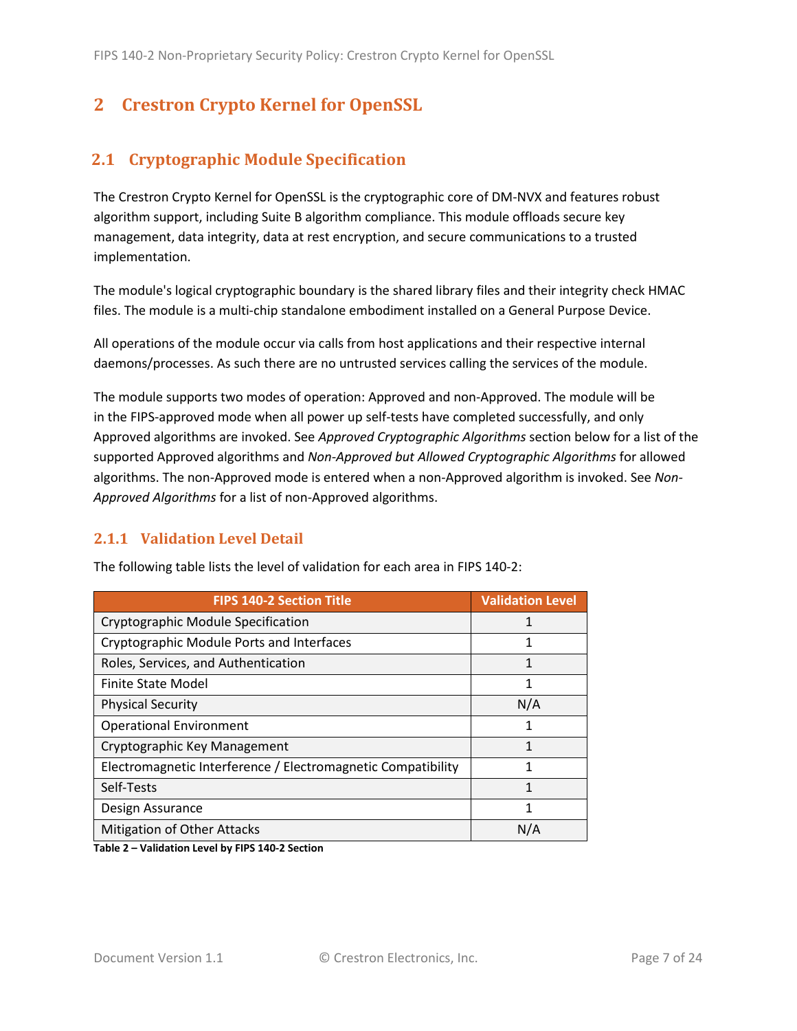# 2 Crestron Crypto Kernel for OpenSSL

## 2.1 Cryptographic Module Specification

The Crestron Crypto Kernel for OpenSSL is the cryptographic core of DM-NVX and features robust algorithm support, including Suite B algorithm compliance. This module offloads secure key management, data integrity, data at rest encryption, and secure communications to a trusted implementation.

The module's logical cryptographic boundary is the shared library files and their integrity check HMAC files. The module is a multi-chip standalone embodiment installed on a General Purpose Device.

All operations of the module occur via calls from host applications and their respective internal daemons/processes. As such there are no untrusted services calling the services of the module.

The module supports two modes of operation: Approved and non-Approved. The module will be in the FIPS-approved mode when all power up self-tests have completed successfully, and only Approved algorithms are invoked. See *Approved Cryptographic Algorithms* section below for a list of the supported Approved algorithms and *Non-Approved but Allowed Cryptographic Algorithms* for allowed algorithms. The non-Approved mode is entered when a non-Approved algorithm is invoked. See *Non-Approved Algorithms* for a list of non-Approved algorithms.

### 2.1.1 Validation Level Detail

The following table lists the level of validation for each area in FIPS 140-2:

| FIPS 140-2 Section Title | Validation Level |
|---|---|
| Cryptographic Module Specification | 1 |
| Cryptographic Module Ports and Interfaces | 1 |
| Roles, Services, and Authentication | 1 |
| Finite State Model | 1 |
| Physical Security | N/A |
| Operational Environment | 1 |
| Cryptographic Key Management | 1 |
| Electromagnetic Interference / Electromagnetic Compatibility | 1 |
| Self-Tests | 1 |
| Design Assurance | 1 |
| Mitigation of Other Attacks | N/A |

**Table 2 – Validation Level by FIPS 140-2 Section**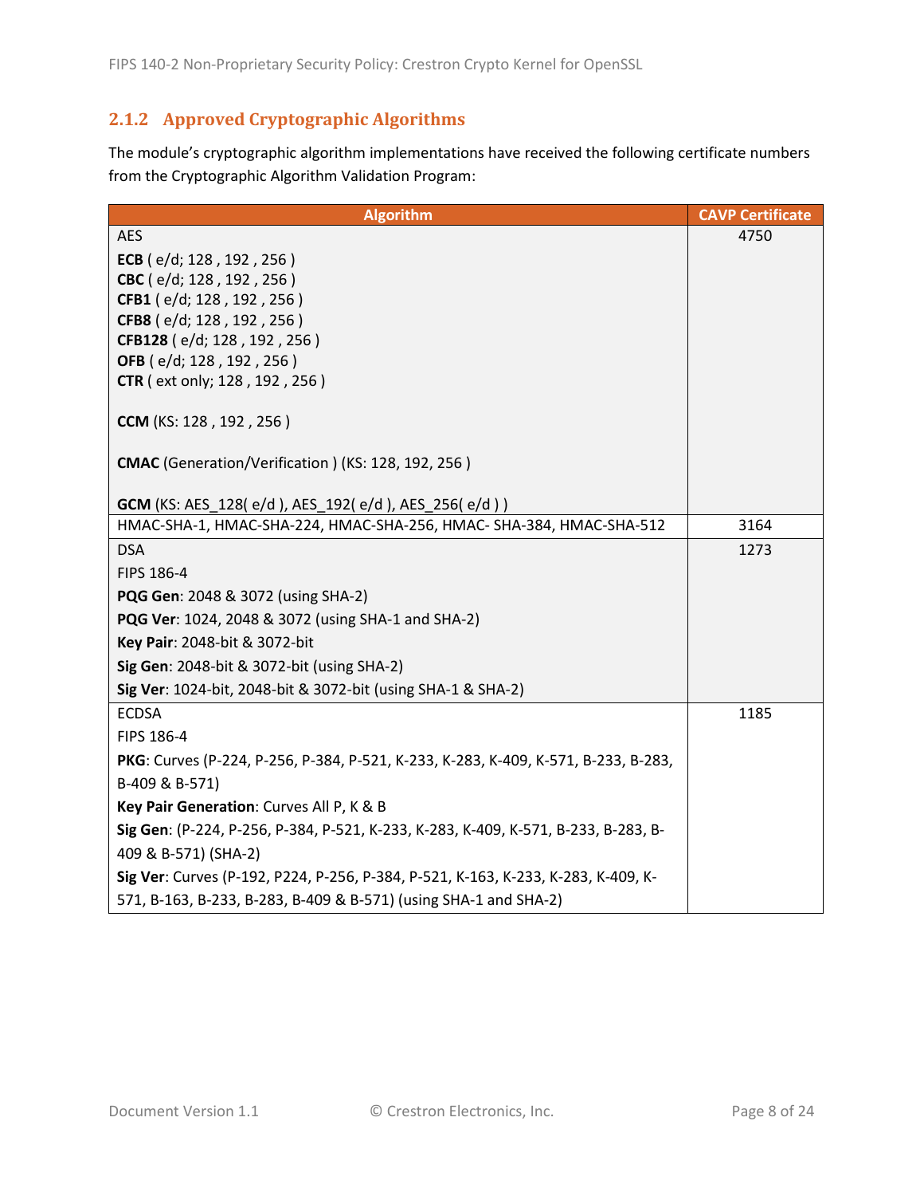### 2.1.2 Approved Cryptographic Algorithms

The module's cryptographic algorithm implementations have received the following certificate numbers from the Cryptographic Algorithm Validation Program:

| Algorithm | CAVP Certificate |
|---|---|
| AES<br><br>**ECB** ( e/d; 128 , 192 , 256 )<br>**CBC** ( e/d; 128 , 192 , 256 )<br>**CFB1** ( e/d; 128 , 192 , 256 )<br>**CFB8** ( e/d; 128 , 192 , 256 )<br>**CFB128** ( e/d; 128 , 192 , 256 )<br>**OFB** ( e/d; 128 , 192 , 256 )<br>**CTR** ( ext only; 128 , 192 , 256 )<br><br>**CCM** (KS: 128 , 192 , 256 )<br><br>**CMAC** (Generation/Verification ) (KS: 128, 192, 256 )<br><br>**GCM** (KS: AES_128( e/d ), AES_192( e/d ), AES_256( e/d ) ) | 4750 |
| HMAC-SHA-1, HMAC-SHA-224, HMAC-SHA-256, HMAC- SHA-384, HMAC-SHA-512 | 3164 |
| DSA<br>FIPS 186-4<br>**PQG Gen**: 2048 & 3072 (using SHA-2)<br>**PQG Ver**: 1024, 2048 & 3072 (using SHA-1 and SHA-2)<br>**Key Pair**: 2048-bit & 3072-bit<br>**Sig Gen**: 2048-bit & 3072-bit (using SHA-2)<br>**Sig Ver**: 1024-bit, 2048-bit & 3072-bit (using SHA-1 & SHA-2) | 1273 |
| ECDSA<br>FIPS 186-4<br>**PKG**: Curves (P-224, P-256, P-384, P-521, K-233, K-283, K-409, K-571, B-233, B-283, B-409 & B-571)<br>**Key Pair Generation**: Curves All P, K & B<br>**Sig Gen**: (P-224, P-256, P-384, P-521, K-233, K-283, K-409, K-571, B-233, B-283, B-409 & B-571) (SHA-2)<br>**Sig Ver**: Curves (P-192, P224, P-256, P-384, P-521, K-163, K-233, K-283, K-409, K-571, B-163, B-233, B-283, B-409 & B-571) (using SHA-1 and SHA-2) | 1185 |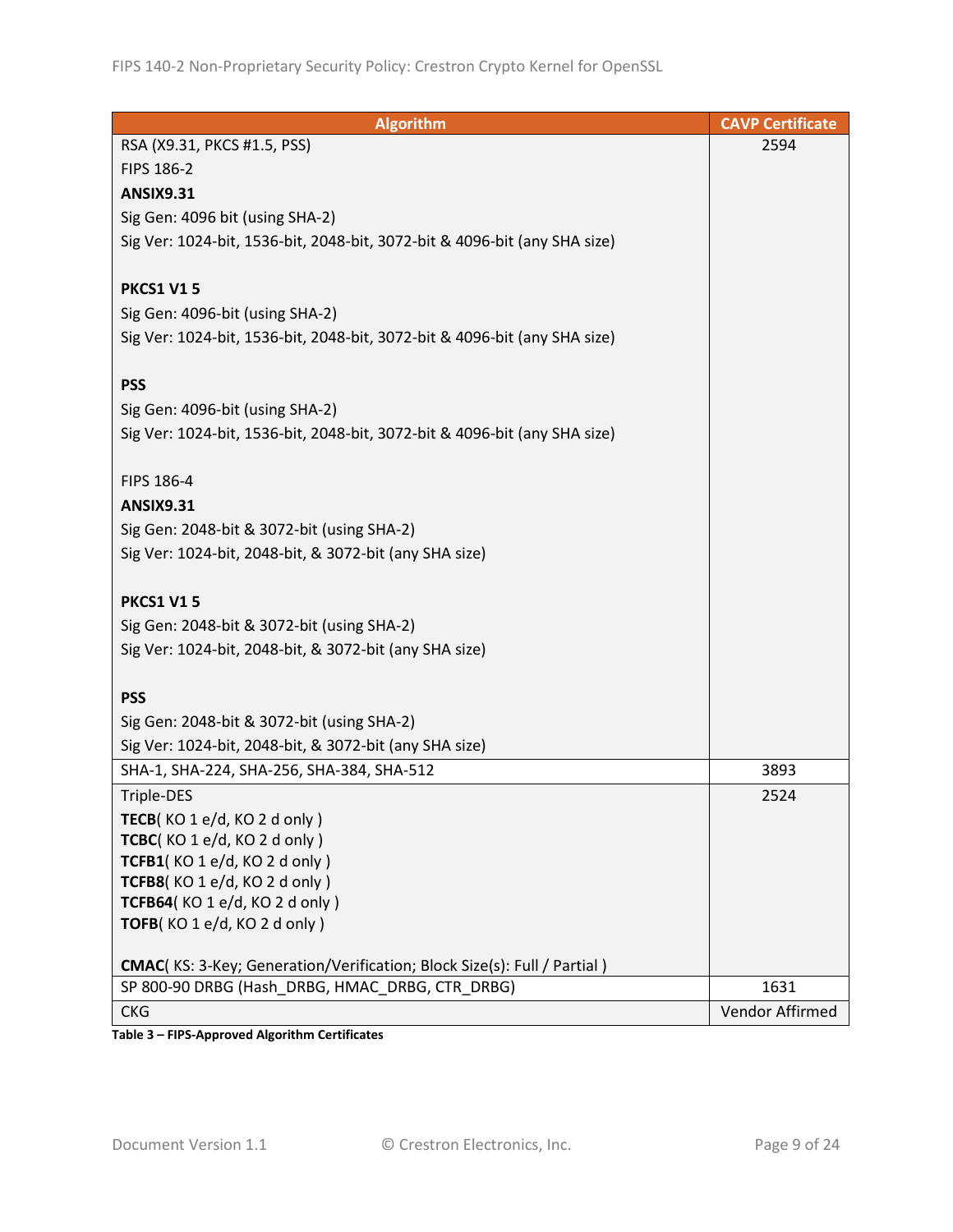| Algorithm | CAVP Certificate |
|---|---|
| RSA (X9.31, PKCS #1.5, PSS)<br>FIPS 186-2<br>**ANSIX9.31**<br>Sig Gen: 4096 bit (using SHA-2)<br>Sig Ver: 1024-bit, 1536-bit, 2048-bit, 3072-bit & 4096-bit (any SHA size)<br><br>**PKCS1 V1 5**<br>Sig Gen: 4096-bit (using SHA-2)<br>Sig Ver: 1024-bit, 1536-bit, 2048-bit, 3072-bit & 4096-bit (any SHA size)<br><br>**PSS**<br>Sig Gen: 4096-bit (using SHA-2)<br>Sig Ver: 1024-bit, 1536-bit, 2048-bit, 3072-bit & 4096-bit (any SHA size)<br><br>FIPS 186-4<br>**ANSIX9.31**<br>Sig Gen: 2048-bit & 3072-bit (using SHA-2)<br>Sig Ver: 1024-bit, 2048-bit, & 3072-bit (any SHA size)<br><br>**PKCS1 V1 5**<br>Sig Gen: 2048-bit & 3072-bit (using SHA-2)<br>Sig Ver: 1024-bit, 2048-bit, & 3072-bit (any SHA size)<br><br>**PSS**<br>Sig Gen: 2048-bit & 3072-bit (using SHA-2)<br>Sig Ver: 1024-bit, 2048-bit, & 3072-bit (any SHA size) | 2594 |
| SHA-1, SHA-224, SHA-256, SHA-384, SHA-512 | 3893 |
| Triple-DES<br>**TECB**( KO 1 e/d, KO 2 d only )<br>**TCBC**( KO 1 e/d, KO 2 d only )<br>**TCFB1**( KO 1 e/d, KO 2 d only )<br>**TCFB8**( KO 1 e/d, KO 2 d only )<br>**TCFB64**( KO 1 e/d, KO 2 d only )<br>**TOFB**( KO 1 e/d, KO 2 d only )<br><br>**CMAC**( KS: 3-Key; Generation/Verification; Block Size(s): Full / Partial ) | 2524 |
| SP 800-90 DRBG (Hash_DRBG, HMAC_DRBG, CTR_DRBG) | 1631 |
| CKG | Vendor Affirmed |

**Table 3 – FIPS-Approved Algorithm Certificates**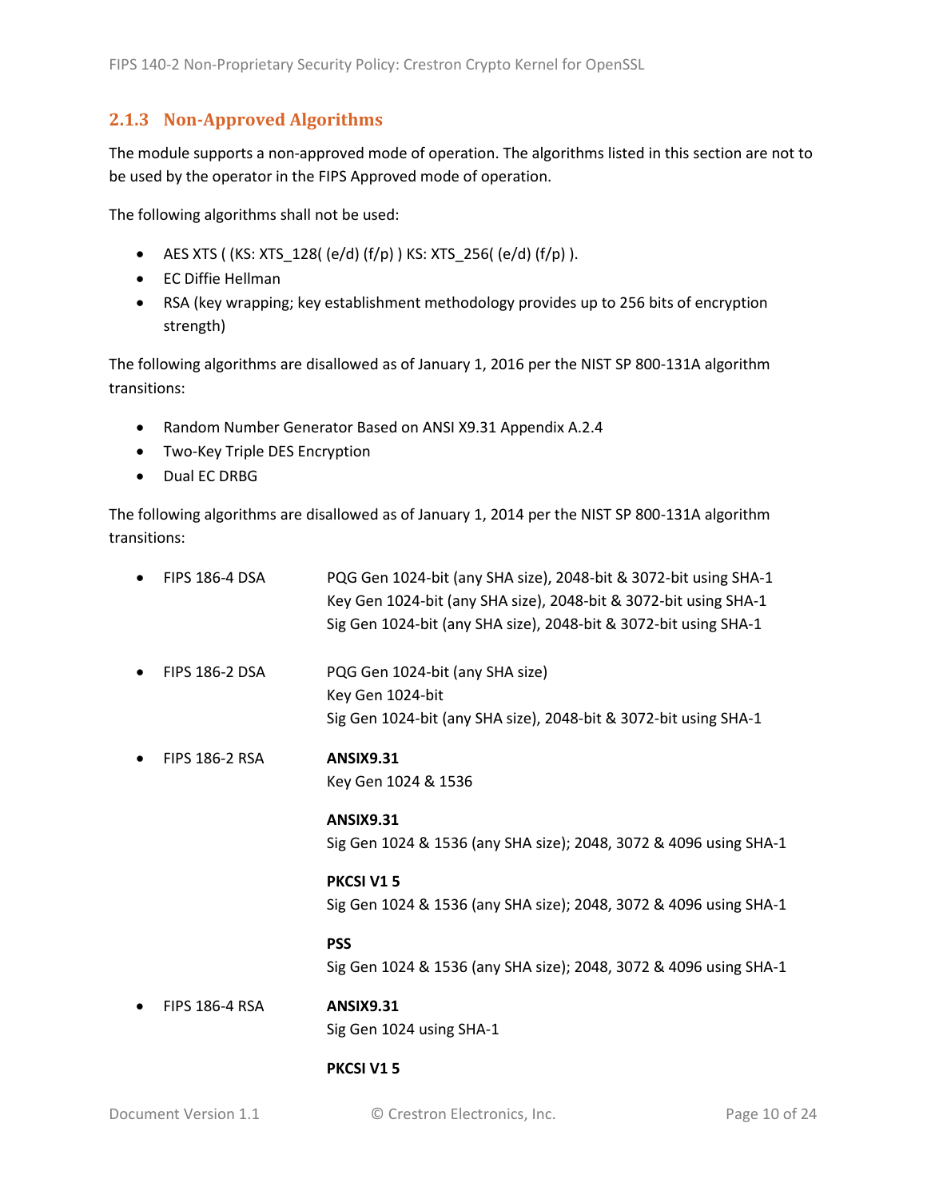### 2.1.3 Non-Approved Algorithms

The module supports a non-approved mode of operation. The algorithms listed in this section are not to be used by the operator in the FIPS Approved mode of operation.

The following algorithms shall not be used:

- AES XTS ( (KS: XTS_128( (e/d) (f/p) ) KS: XTS_256( (e/d) (f/p) ).
- EC Diffie Hellman
- RSA (key wrapping; key establishment methodology provides up to 256 bits of encryption strength)

The following algorithms are disallowed as of January 1, 2016 per the NIST SP 800-131A algorithm transitions:

- Random Number Generator Based on ANSI X9.31 Appendix A.2.4
- Two-Key Triple DES Encryption
- Dual EC DRBG

The following algorithms are disallowed as of January 1, 2014 per the NIST SP 800-131A algorithm transitions:

- FIPS 186-4 DSA
  - PQG Gen 1024-bit (any SHA size), 2048-bit & 3072-bit using SHA-1
  - Key Gen 1024-bit (any SHA size), 2048-bit & 3072-bit using SHA-1
  - Sig Gen 1024-bit (any SHA size), 2048-bit & 3072-bit using SHA-1
- FIPS 186-2 DSA
  - PQG Gen 1024-bit (any SHA size)
  - Key Gen 1024-bit
  - Sig Gen 1024-bit (any SHA size), 2048-bit & 3072-bit using SHA-1
- FIPS 186-2 RSA

  **ANSIX9.31**
  Key Gen 1024 & 1536

  **ANSIX9.31**
  Sig Gen 1024 & 1536 (any SHA size); 2048, 3072 & 4096 using SHA-1

  **PKCSI V1 5**
  Sig Gen 1024 & 1536 (any SHA size); 2048, 3072 & 4096 using SHA-1

  **PSS**
  Sig Gen 1024 & 1536 (any SHA size); 2048, 3072 & 4096 using SHA-1
- FIPS 186-4 RSA

  **ANSIX9.31**
  Sig Gen 1024 using SHA-1

  **PKCSI V1 5**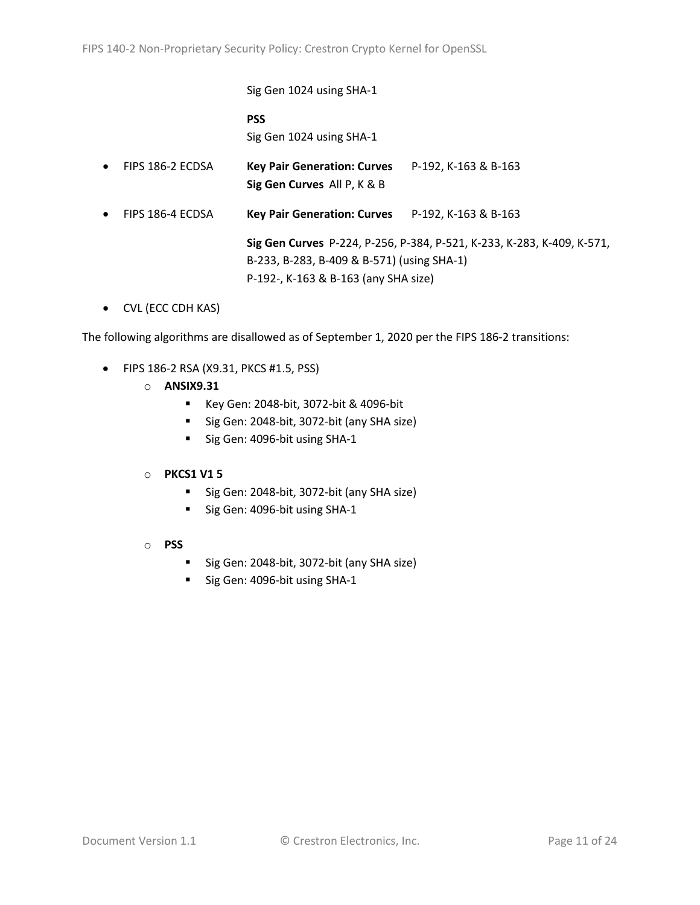Sig Gen 1024 using SHA-1

**PSS**
Sig Gen 1024 using SHA-1

- FIPS 186-2 ECDSA **Key Pair Generation: Curves** P-192, K-163 & B-163
  **Sig Gen Curves** All P, K & B
- FIPS 186-4 ECDSA **Key Pair Generation: Curves** P-192, K-163 & B-163

  **Sig Gen Curves** P-224, P-256, P-384, P-521, K-233, K-283, K-409, K-571, B-233, B-283, B-409 & B-571) (using SHA-1)
  P-192-, K-163 & B-163 (any SHA size)
- CVL (ECC CDH KAS)

The following algorithms are disallowed as of September 1, 2020 per the FIPS 186-2 transitions:

- FIPS 186-2 RSA (X9.31, PKCS #1.5, PSS)
  - **ANSIX9.31**
    - Key Gen: 2048-bit, 3072-bit & 4096-bit
    - Sig Gen: 2048-bit, 3072-bit (any SHA size)
    - Sig Gen: 4096-bit using SHA-1
  - **PKCS1 V1 5**
    - Sig Gen: 2048-bit, 3072-bit (any SHA size)
    - Sig Gen: 4096-bit using SHA-1
  - **PSS**
    - Sig Gen: 2048-bit, 3072-bit (any SHA size)
    - Sig Gen: 4096-bit using SHA-1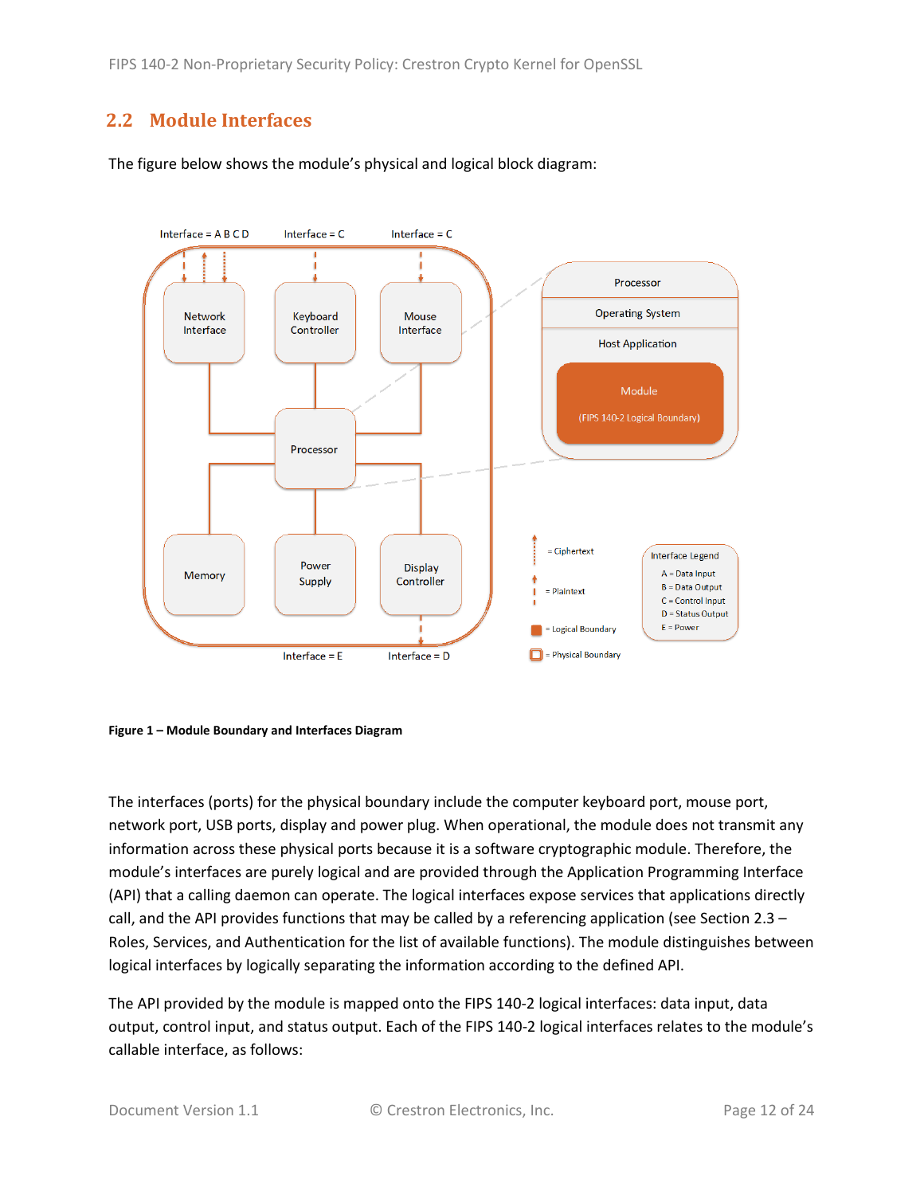## 2.2 Module Interfaces

The figure below shows the module's physical and logical block diagram:

**Figure 1 – Module Boundary and Interfaces Diagram**

The interfaces (ports) for the physical boundary include the computer keyboard port, mouse port, network port, USB ports, display and power plug. When operational, the module does not transmit any information across these physical ports because it is a software cryptographic module. Therefore, the module's interfaces are purely logical and are provided through the Application Programming Interface (API) that a calling daemon can operate. The logical interfaces expose services that applications directly call, and the API provides functions that may be called by a referencing application (see Section 2.3 – Roles, Services, and Authentication for the list of available functions). The module distinguishes between logical interfaces by logically separating the information according to the defined API.

The API provided by the module is mapped onto the FIPS 140-2 logical interfaces: data input, data output, control input, and status output. Each of the FIPS 140-2 logical interfaces relates to the module's callable interface, as follows: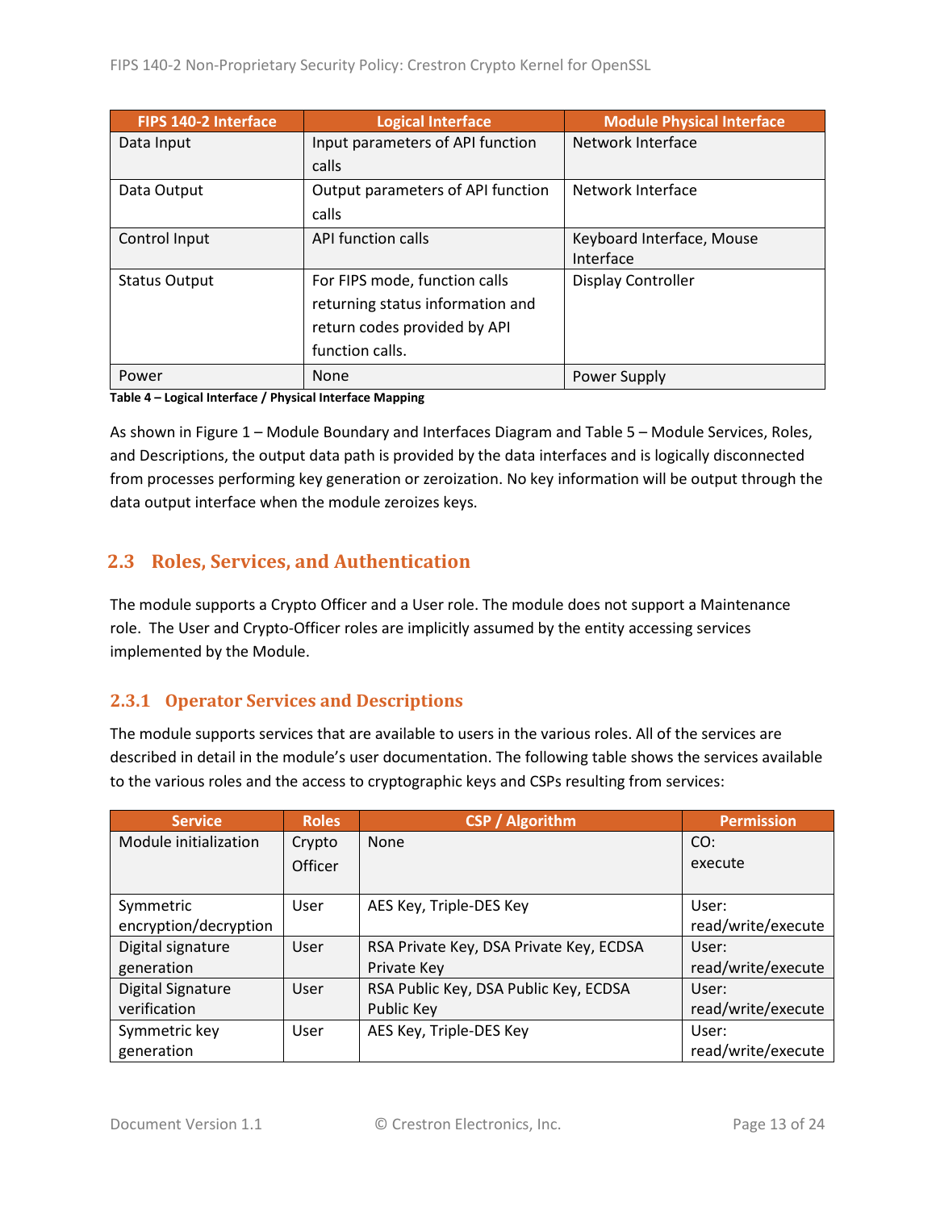| FIPS 140-2 Interface | Logical Interface | Module Physical Interface |
| --- | --- | --- |
| Data Input | Input parameters of API function calls | Network Interface |
| Data Output | Output parameters of API function calls | Network Interface |
| Control Input | API function calls | Keyboard Interface, Mouse Interface |
| Status Output | For FIPS mode, function calls returning status information and return codes provided by API function calls. | Display Controller |
| Power | None | Power Supply |

**Table 4 – Logical Interface / Physical Interface Mapping**

As shown in Figure 1 – Module Boundary and Interfaces Diagram and Table 5 – Module Services, Roles, and Descriptions, the output data path is provided by the data interfaces and is logically disconnected from processes performing key generation or zeroization. No key information will be output through the data output interface when the module zeroizes keys.

## 2.3 Roles, Services, and Authentication

The module supports a Crypto Officer and a User role. The module does not support a Maintenance role. The User and Crypto-Officer roles are implicitly assumed by the entity accessing services implemented by the Module.

### 2.3.1 Operator Services and Descriptions

The module supports services that are available to users in the various roles. All of the services are described in detail in the module's user documentation. The following table shows the services available to the various roles and the access to cryptographic keys and CSPs resulting from services:

| Service | Roles | CSP / Algorithm | Permission |
| --- | --- | --- | --- |
| Module initialization | Crypto Officer | None | CO: execute |
| Symmetric encryption/decryption | User | AES Key, Triple-DES Key | User: read/write/execute |
| Digital signature generation | User | RSA Private Key, DSA Private Key, ECDSA Private Key | User: read/write/execute |
| Digital Signature verification | User | RSA Public Key, DSA Public Key, ECDSA Public Key | User: read/write/execute |
| Symmetric key generation | User | AES Key, Triple-DES Key | User: read/write/execute |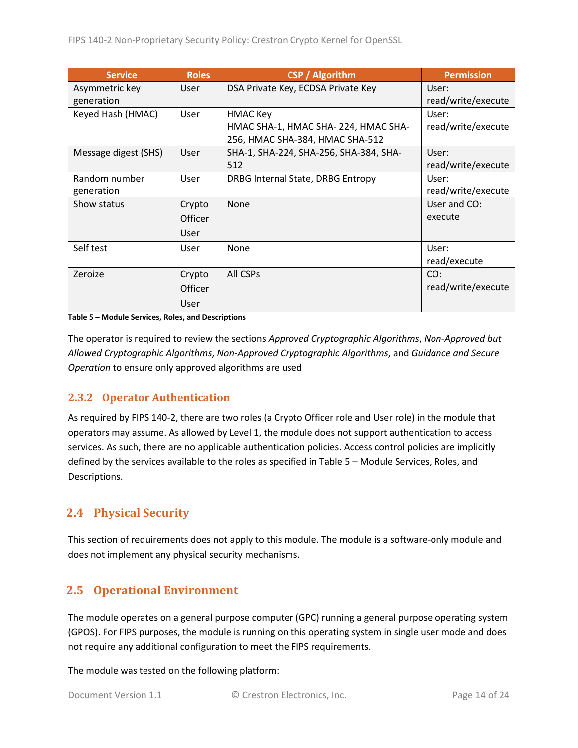| Service | Roles | CSP / Algorithm | Permission |
|---|---|---|---|
| Asymmetric key generation | User | DSA Private Key, ECDSA Private Key | User: read/write/execute |
| Keyed Hash (HMAC) | User | HMAC Key<br>HMAC SHA-1, HMAC SHA- 224, HMAC SHA-256, HMAC SHA-384, HMAC SHA-512 | User: read/write/execute |
| Message digest (SHS) | User | SHA-1, SHA-224, SHA-256, SHA-384, SHA-512 | User: read/write/execute |
| Random number generation | User | DRBG Internal State, DRBG Entropy | User: read/write/execute |
| Show status | Crypto Officer<br>User | None | User and CO: execute |
| Self test | User | None | User: read/execute |
| Zeroize | Crypto Officer<br>User | All CSPs | CO: read/write/execute |

**Table 5 – Module Services, Roles, and Descriptions**

The operator is required to review the sections *Approved Cryptographic Algorithms*, *Non-Approved but Allowed Cryptographic Algorithms*, *Non-Approved Cryptographic Algorithms*, and *Guidance and Secure Operation* to ensure only approved algorithms are used

### 2.3.2 Operator Authentication

As required by FIPS 140-2, there are two roles (a Crypto Officer role and User role) in the module that operators may assume. As allowed by Level 1, the module does not support authentication to access services. As such, there are no applicable authentication policies. Access control policies are implicitly defined by the services available to the roles as specified in Table 5 – Module Services, Roles, and Descriptions.

## 2.4 Physical Security

This section of requirements does not apply to this module. The module is a software-only module and does not implement any physical security mechanisms.

## 2.5 Operational Environment

The module operates on a general purpose computer (GPC) running a general purpose operating system (GPOS). For FIPS purposes, the module is running on this operating system in single user mode and does not require any additional configuration to meet the FIPS requirements.

The module was tested on the following platform: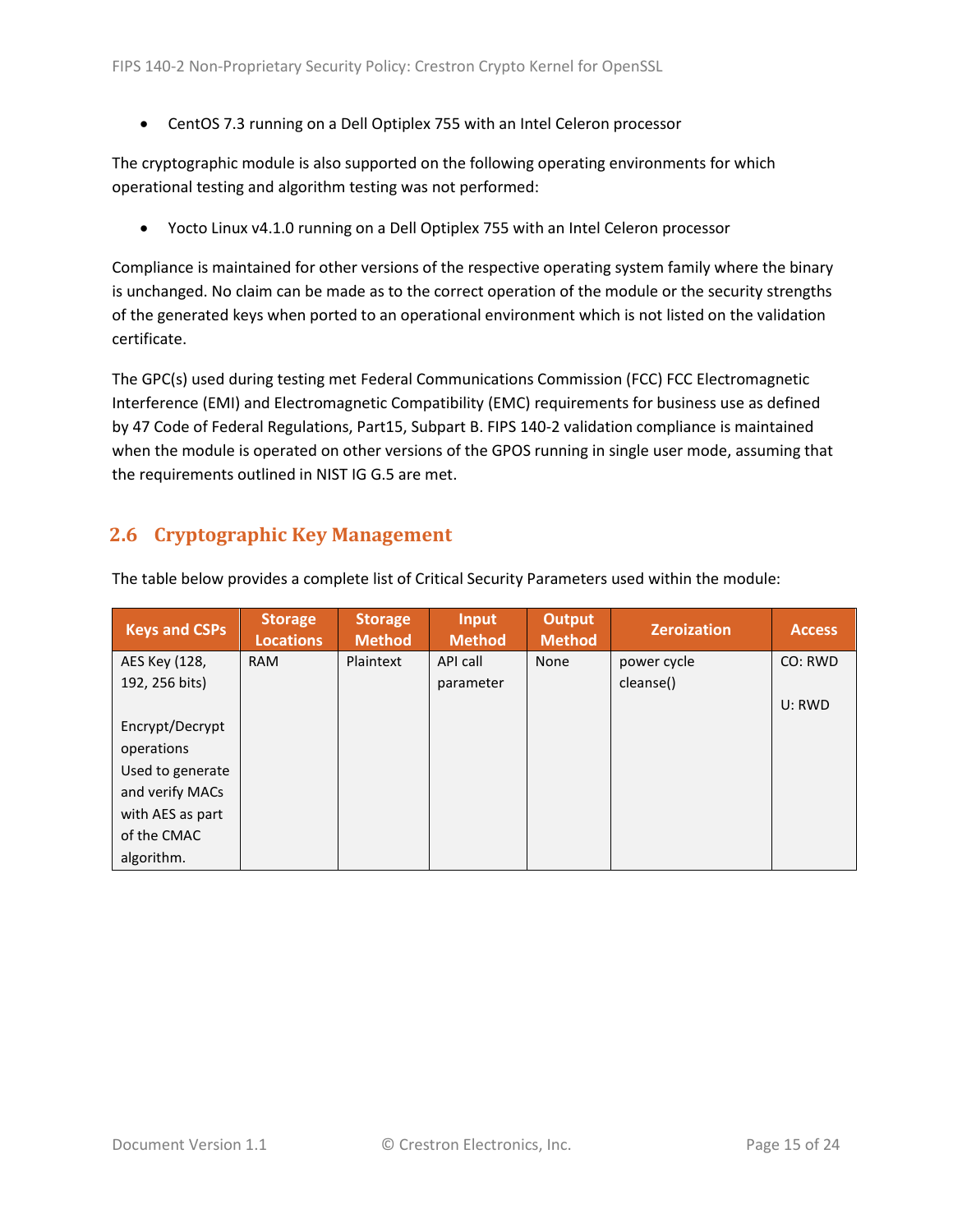- CentOS 7.3 running on a Dell Optiplex 755 with an Intel Celeron processor

The cryptographic module is also supported on the following operating environments for which operational testing and algorithm testing was not performed:

- Yocto Linux v4.1.0 running on a Dell Optiplex 755 with an Intel Celeron processor

Compliance is maintained for other versions of the respective operating system family where the binary is unchanged. No claim can be made as to the correct operation of the module or the security strengths of the generated keys when ported to an operational environment which is not listed on the validation certificate.

The GPC(s) used during testing met Federal Communications Commission (FCC) FCC Electromagnetic Interference (EMI) and Electromagnetic Compatibility (EMC) requirements for business use as defined by 47 Code of Federal Regulations, Part15, Subpart B. FIPS 140-2 validation compliance is maintained when the module is operated on other versions of the GPOS running in single user mode, assuming that the requirements outlined in NIST IG G.5 are met.

## 2.6 Cryptographic Key Management

The table below provides a complete list of Critical Security Parameters used within the module:

| Keys and CSPs | Storage Locations | Storage Method | Input Method | Output Method | Zeroization | Access |
|---|---|---|---|---|---|---|
| AES Key (128, 192, 256 bits)<br><br>Encrypt/Decrypt operations Used to generate and verify MACs with AES as part of the CMAC algorithm. | RAM | Plaintext | API call parameter | None | power cycle cleanse() | CO: RWD<br><br>U: RWD |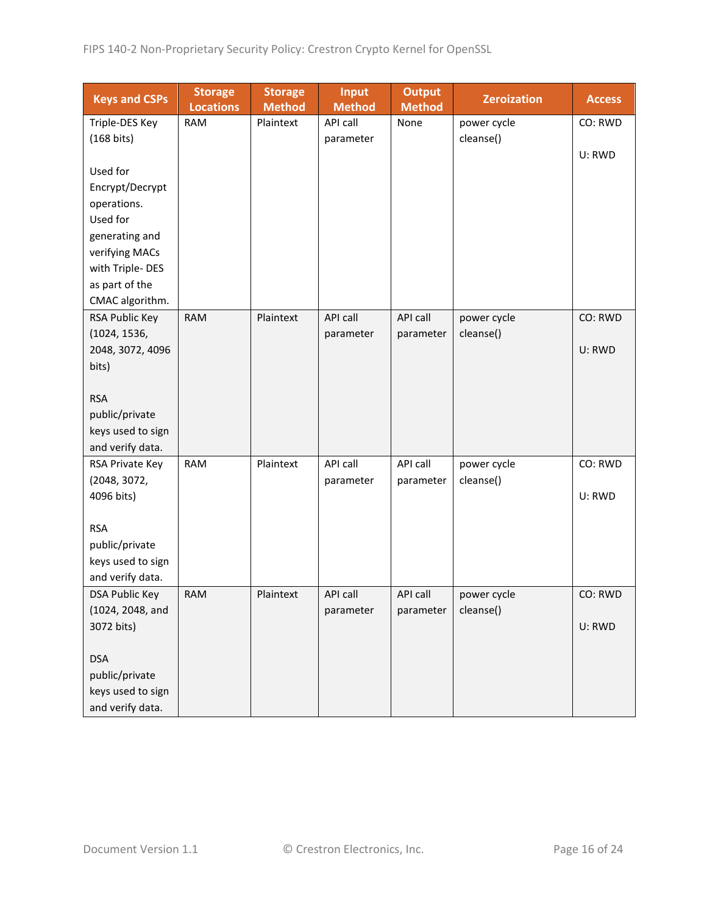| Keys and CSPs | Storage Locations | Storage Method | Input Method | Output Method | Zeroization | Access |
|---|---|---|---|---|---|---|
| Triple-DES Key (168 bits)<br><br>Used for Encrypt/Decrypt operations. Used for generating and verifying MACs with Triple- DES as part of the CMAC algorithm. | RAM | Plaintext | API call parameter | None | power cycle cleanse() | CO: RWD<br><br>U: RWD |
| RSA Public Key (1024, 1536, 2048, 3072, 4096 bits)<br><br>RSA public/private keys used to sign and verify data. | RAM | Plaintext | API call parameter | API call parameter | power cycle cleanse() | CO: RWD<br><br>U: RWD |
| RSA Private Key (2048, 3072, 4096 bits)<br><br>RSA public/private keys used to sign and verify data. | RAM | Plaintext | API call parameter | API call parameter | power cycle cleanse() | CO: RWD<br><br>U: RWD |
| DSA Public Key (1024, 2048, and 3072 bits)<br><br>DSA public/private keys used to sign and verify data. | RAM | Plaintext | API call parameter | API call parameter | power cycle cleanse() | CO: RWD<br><br>U: RWD |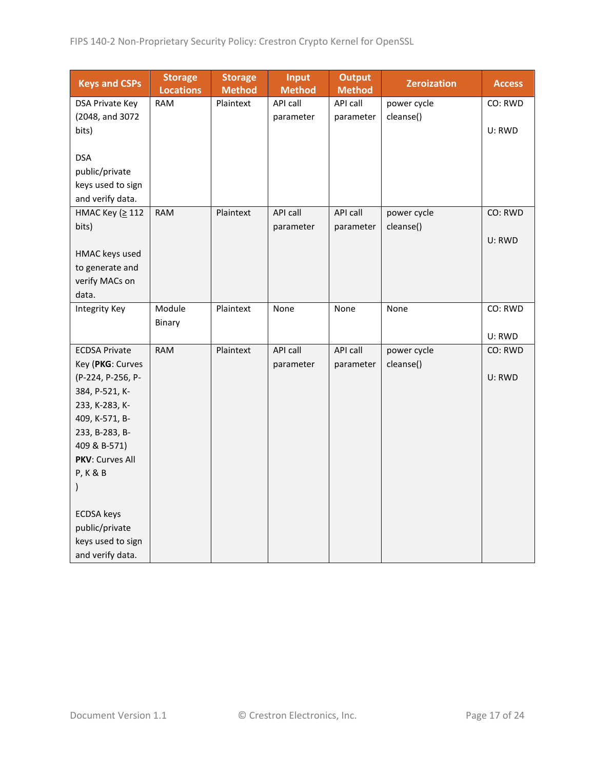| Keys and CSPs | Storage Locations | Storage Method | Input Method | Output Method | Zeroization | Access |
|---|---|---|---|---|---|---|
| DSA Private Key (2048, and 3072 bits)<br><br>DSA public/private keys used to sign and verify data. | RAM | Plaintext | API call parameter | API call parameter | power cycle cleanse() | CO: RWD<br><br>U: RWD |
| HMAC Key (≥ 112 bits)<br><br>HMAC keys used to generate and verify MACs on data. | RAM | Plaintext | API call parameter | API call parameter | power cycle cleanse() | CO: RWD<br><br>U: RWD |
| Integrity Key | Module Binary | Plaintext | None | None | None | CO: RWD<br><br>U: RWD |
| ECDSA Private Key (**PKG**: Curves (P-224, P-256, P-384, P-521, K-233, K-283, K-409, K-571, B-233, B-283, B-409 & B-571) **PKV**: Curves All P, K & B )<br><br>ECDSA keys public/private keys used to sign and verify data. | RAM | Plaintext | API call parameter | API call parameter | power cycle cleanse() | CO: RWD<br><br>U: RWD |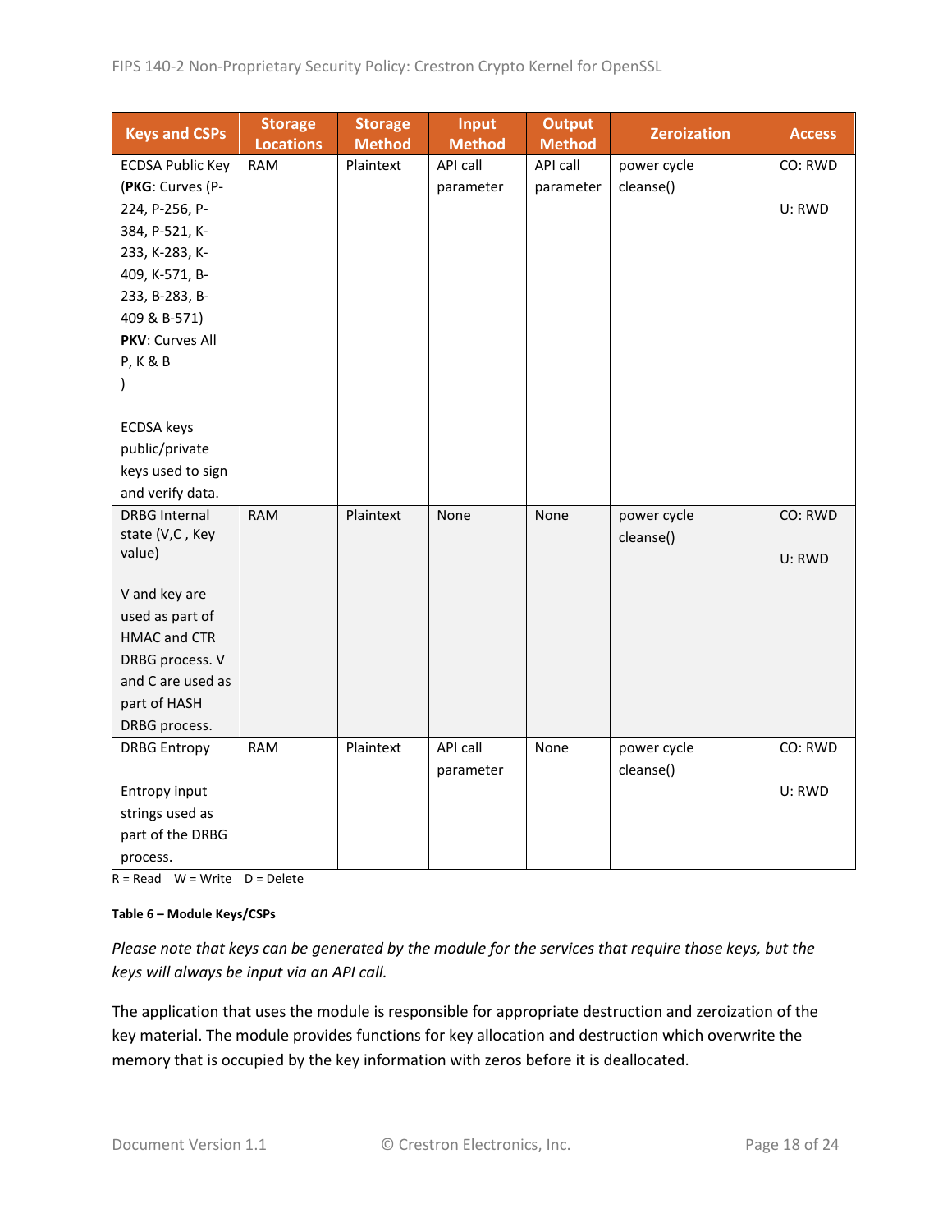| Keys and CSPs | Storage Locations | Storage Method | Input Method | Output Method | Zeroization | Access |
|---|---|---|---|---|---|---|
| ECDSA Public Key (**PKG**: Curves (P-224, P-256, P-384, P-521, K-233, K-283, K-409, K-571, B-233, B-283, B-409 & B-571) **PKV**: Curves All P, K & B )<br><br>ECDSA keys public/private keys used to sign and verify data. | RAM | Plaintext | API call parameter | API call parameter | power cycle cleanse() | CO: RWD<br><br>U: RWD |
| DRBG Internal state (V,C , Key value)<br><br>V and key are used as part of HMAC and CTR DRBG process. V and C are used as part of HASH DRBG process. | RAM | Plaintext | None | None | power cycle cleanse() | CO: RWD<br><br>U: RWD |
| DRBG Entropy<br><br>Entropy input strings used as part of the DRBG process. | RAM | Plaintext | API call parameter | None | power cycle cleanse() | CO: RWD<br><br>U: RWD |

R = Read W = Write D = Delete

**Table 6 – Module Keys/CSPs**

*Please note that keys can be generated by the module for the services that require those keys, but the keys will always be input via an API call.*

The application that uses the module is responsible for appropriate destruction and zeroization of the key material. The module provides functions for key allocation and destruction which overwrite the memory that is occupied by the key information with zeros before it is deallocated.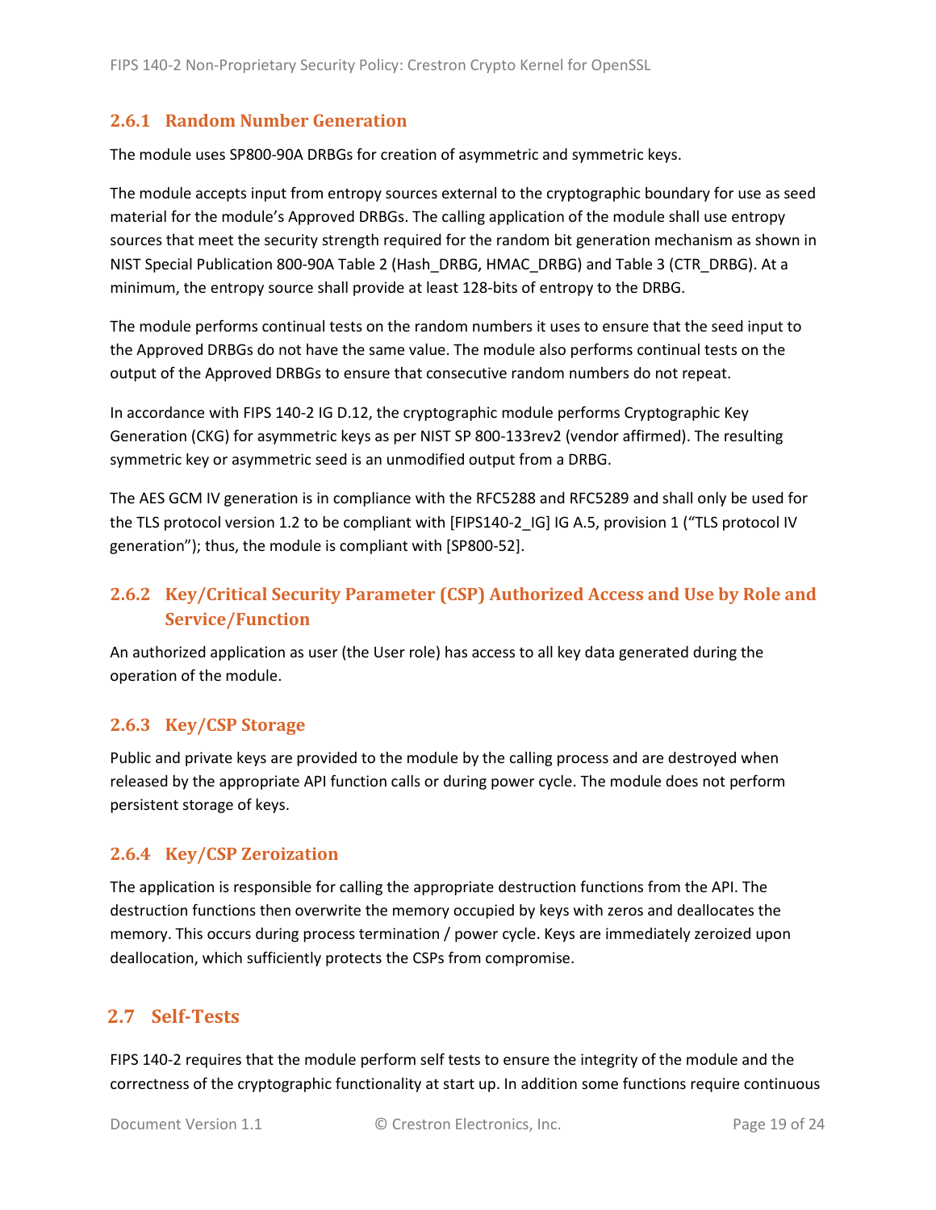### 2.6.1 Random Number Generation

The module uses SP800-90A DRBGs for creation of asymmetric and symmetric keys.

The module accepts input from entropy sources external to the cryptographic boundary for use as seed material for the module's Approved DRBGs. The calling application of the module shall use entropy sources that meet the security strength required for the random bit generation mechanism as shown in NIST Special Publication 800-90A Table 2 (Hash_DRBG, HMAC_DRBG) and Table 3 (CTR_DRBG). At a minimum, the entropy source shall provide at least 128-bits of entropy to the DRBG.

The module performs continual tests on the random numbers it uses to ensure that the seed input to the Approved DRBGs do not have the same value. The module also performs continual tests on the output of the Approved DRBGs to ensure that consecutive random numbers do not repeat.

In accordance with FIPS 140-2 IG D.12, the cryptographic module performs Cryptographic Key Generation (CKG) for asymmetric keys as per NIST SP 800-133rev2 (vendor affirmed). The resulting symmetric key or asymmetric seed is an unmodified output from a DRBG.

The AES GCM IV generation is in compliance with the RFC5288 and RFC5289 and shall only be used for the TLS protocol version 1.2 to be compliant with [FIPS140-2_IG] IG A.5, provision 1 ("TLS protocol IV generation"); thus, the module is compliant with [SP800-52].

### 2.6.2 Key/Critical Security Parameter (CSP) Authorized Access and Use by Role and Service/Function

An authorized application as user (the User role) has access to all key data generated during the operation of the module.

### 2.6.3 Key/CSP Storage

Public and private keys are provided to the module by the calling process and are destroyed when released by the appropriate API function calls or during power cycle. The module does not perform persistent storage of keys.

### 2.6.4 Key/CSP Zeroization

The application is responsible for calling the appropriate destruction functions from the API. The destruction functions then overwrite the memory occupied by keys with zeros and deallocates the memory. This occurs during process termination / power cycle. Keys are immediately zeroized upon deallocation, which sufficiently protects the CSPs from compromise.

## 2.7 Self-Tests

FIPS 140-2 requires that the module perform self tests to ensure the integrity of the module and the correctness of the cryptographic functionality at start up. In addition some functions require continuous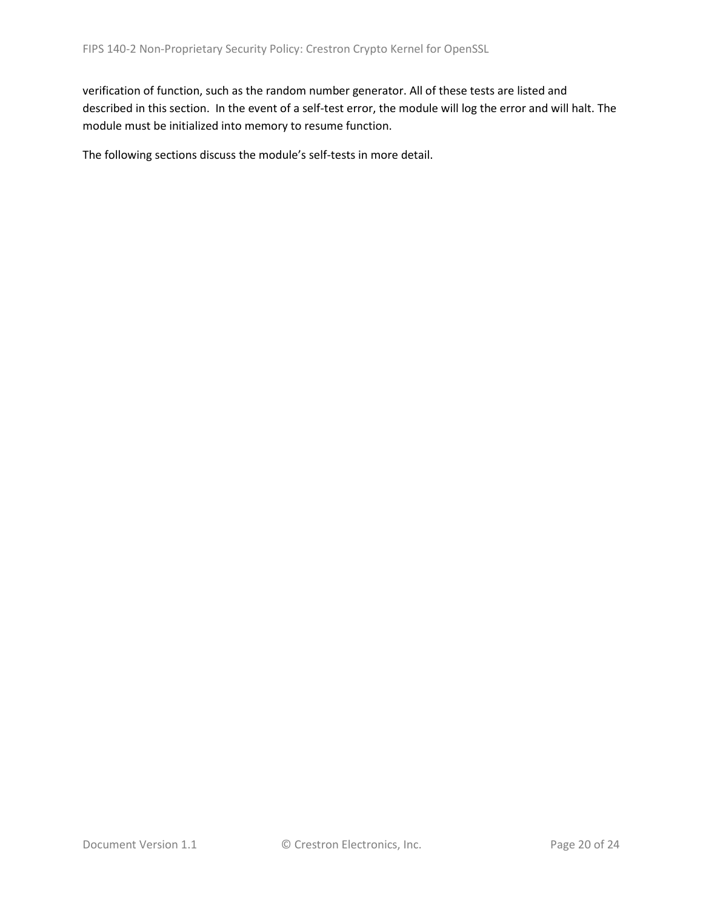verification of function, such as the random number generator. All of these tests are listed and described in this section. In the event of a self-test error, the module will log the error and will halt. The module must be initialized into memory to resume function.

The following sections discuss the module's self-tests in more detail.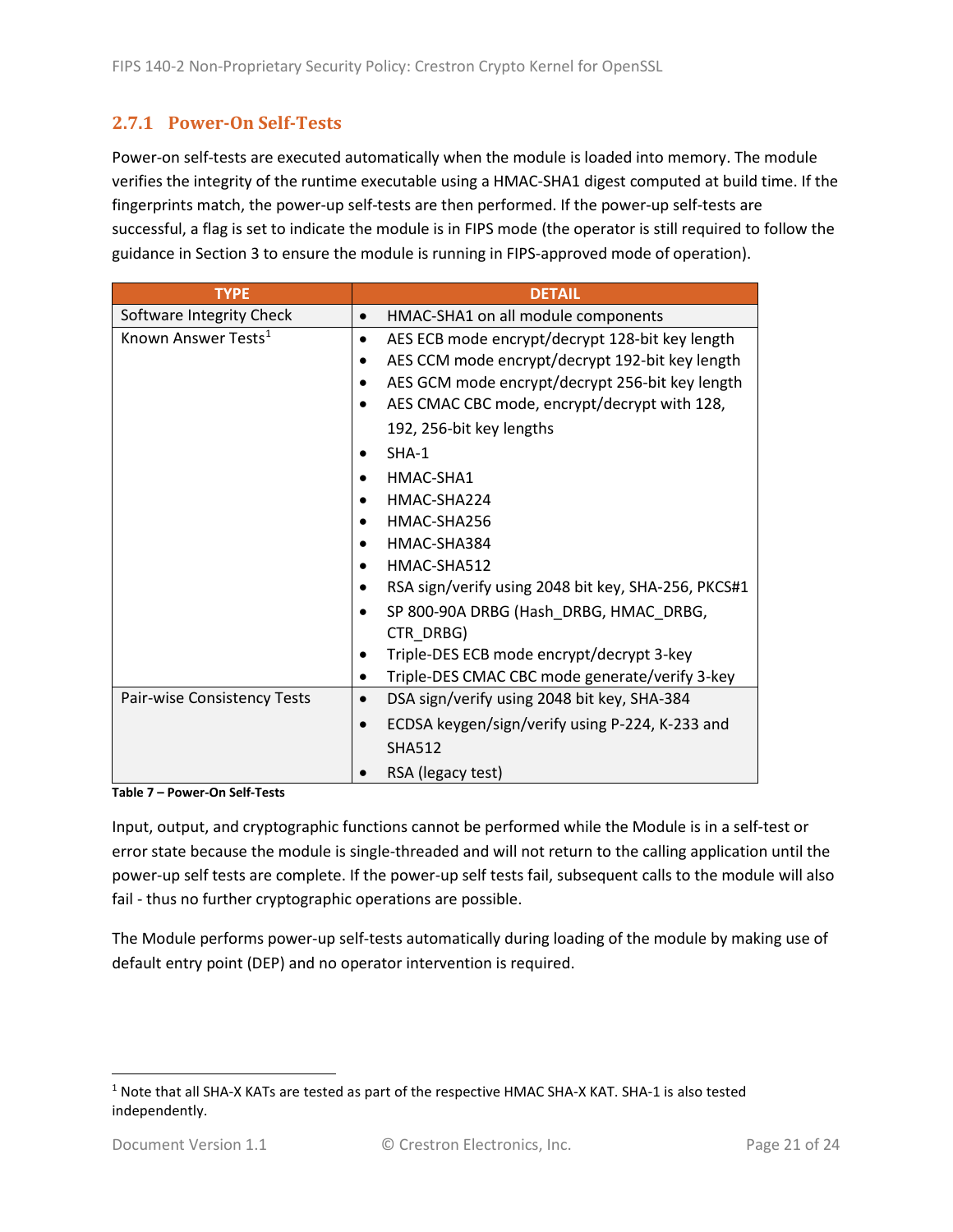### 2.7.1 Power-On Self-Tests

Power-on self-tests are executed automatically when the module is loaded into memory. The module verifies the integrity of the runtime executable using a HMAC-SHA1 digest computed at build time. If the fingerprints match, the power-up self-tests are then performed. If the power-up self-tests are successful, a flag is set to indicate the module is in FIPS mode (the operator is still required to follow the guidance in Section 3 to ensure the module is running in FIPS-approved mode of operation).

| TYPE | DETAIL |
| --- | --- |
| Software Integrity Check | • HMAC-SHA1 on all module components |
| Known Answer Tests[1] | • AES ECB mode encrypt/decrypt 128-bit key length<br>• AES CCM mode encrypt/decrypt 192-bit key length<br>• AES GCM mode encrypt/decrypt 256-bit key length<br>• AES CMAC CBC mode, encrypt/decrypt with 128, 192, 256-bit key lengths<br>• SHA-1<br>• HMAC-SHA1<br>• HMAC-SHA224<br>• HMAC-SHA256<br>• HMAC-SHA384<br>• HMAC-SHA512<br>• RSA sign/verify using 2048 bit key, SHA-256, PKCS#1<br>• SP 800-90A DRBG (Hash_DRBG, HMAC_DRBG, CTR_DRBG)<br>• Triple-DES ECB mode encrypt/decrypt 3-key<br>• Triple-DES CMAC CBC mode generate/verify 3-key |
| Pair-wise Consistency Tests | • DSA sign/verify using 2048 bit key, SHA-384<br>• ECDSA keygen/sign/verify using P-224, K-233 and SHA512<br>• RSA (legacy test) |

**Table 7 – Power-On Self-Tests**

Input, output, and cryptographic functions cannot be performed while the Module is in a self-test or error state because the module is single-threaded and will not return to the calling application until the power-up self tests are complete. If the power-up self tests fail, subsequent calls to the module will also fail - thus no further cryptographic operations are possible.

The Module performs power-up self-tests automatically during loading of the module by making use of default entry point (DEP) and no operator intervention is required.

---

[1] Note that all SHA-X KATs are tested as part of the respective HMAC SHA-X KAT. SHA-1 is also tested independently.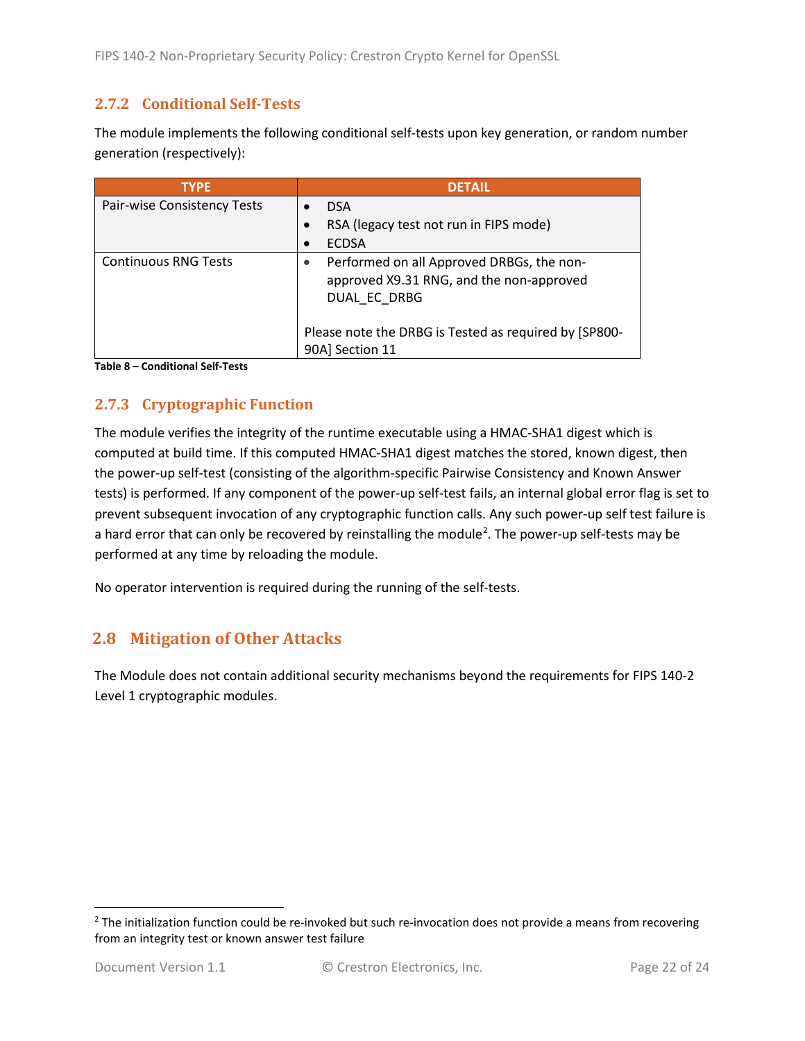### 2.7.2 Conditional Self-Tests

The module implements the following conditional self-tests upon key generation, or random number generation (respectively):

| TYPE | DETAIL |
|---|---|
| Pair-wise Consistency Tests | • DSA<br>• RSA (legacy test not run in FIPS mode)<br>• ECDSA |
| Continuous RNG Tests | • Performed on all Approved DRBGs, the non-approved X9.31 RNG, and the non-approved DUAL_EC_DRBG<br><br>Please note the DRBG is Tested as required by [SP800-90A] Section 11 |

**Table 8 – Conditional Self-Tests**

### 2.7.3 Cryptographic Function

The module verifies the integrity of the runtime executable using a HMAC-SHA1 digest which is computed at build time. If this computed HMAC-SHA1 digest matches the stored, known digest, then the power-up self-test (consisting of the algorithm-specific Pairwise Consistency and Known Answer tests) is performed. If any component of the power-up self-test fails, an internal global error flag is set to prevent subsequent invocation of any cryptographic function calls. Any such power-up self test failure is a hard error that can only be recovered by reinstalling the module[2]. The power-up self-tests may be performed at any time by reloading the module.

No operator intervention is required during the running of the self-tests.

## 2.8 Mitigation of Other Attacks

The Module does not contain additional security mechanisms beyond the requirements for FIPS 140-2 Level 1 cryptographic modules.

---

[2] The initialization function could be re-invoked but such re-invocation does not provide a means from recovering from an integrity test or known answer test failure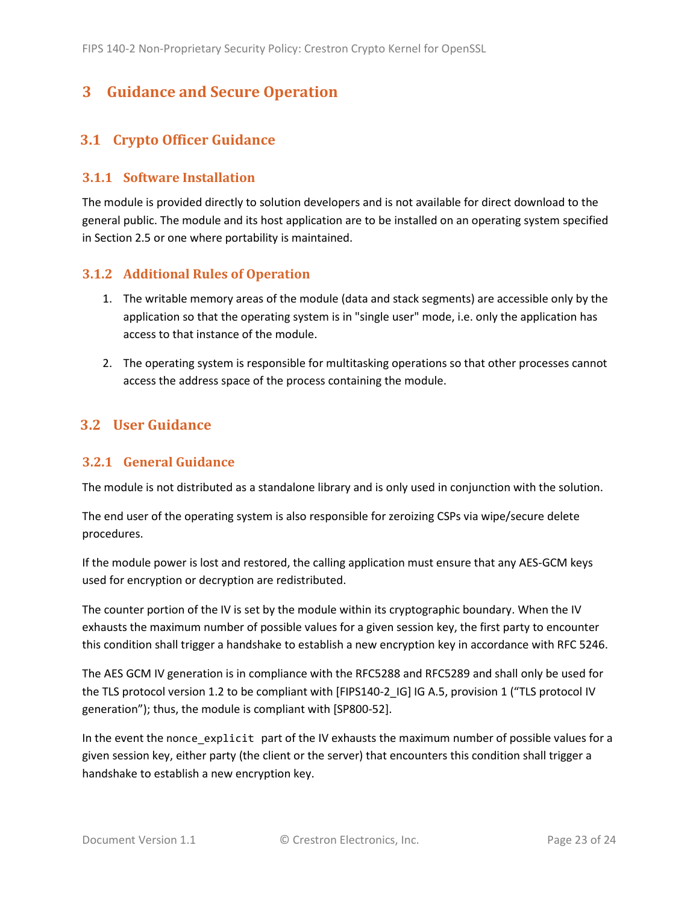# 3 Guidance and Secure Operation

## 3.1 Crypto Officer Guidance

### 3.1.1 Software Installation

The module is provided directly to solution developers and is not available for direct download to the general public. The module and its host application are to be installed on an operating system specified in Section 2.5 or one where portability is maintained.

### 3.1.2 Additional Rules of Operation

1. The writable memory areas of the module (data and stack segments) are accessible only by the application so that the operating system is in "single user" mode, i.e. only the application has access to that instance of the module.
2. The operating system is responsible for multitasking operations so that other processes cannot access the address space of the process containing the module.

## 3.2 User Guidance

### 3.2.1 General Guidance

The module is not distributed as a standalone library and is only used in conjunction with the solution.

The end user of the operating system is also responsible for zeroizing CSPs via wipe/secure delete procedures.

If the module power is lost and restored, the calling application must ensure that any AES-GCM keys used for encryption or decryption are redistributed.

The counter portion of the IV is set by the module within its cryptographic boundary. When the IV exhausts the maximum number of possible values for a given session key, the first party to encounter this condition shall trigger a handshake to establish a new encryption key in accordance with RFC 5246.

The AES GCM IV generation is in compliance with the RFC5288 and RFC5289 and shall only be used for the TLS protocol version 1.2 to be compliant with [FIPS140-2_IG] IG A.5, provision 1 (“TLS protocol IV generation”); thus, the module is compliant with [SP800-52].

In the event the `nonce_explicit` part of the IV exhausts the maximum number of possible values for a given session key, either party (the client or the server) that encounters this condition shall trigger a handshake to establish a new encryption key.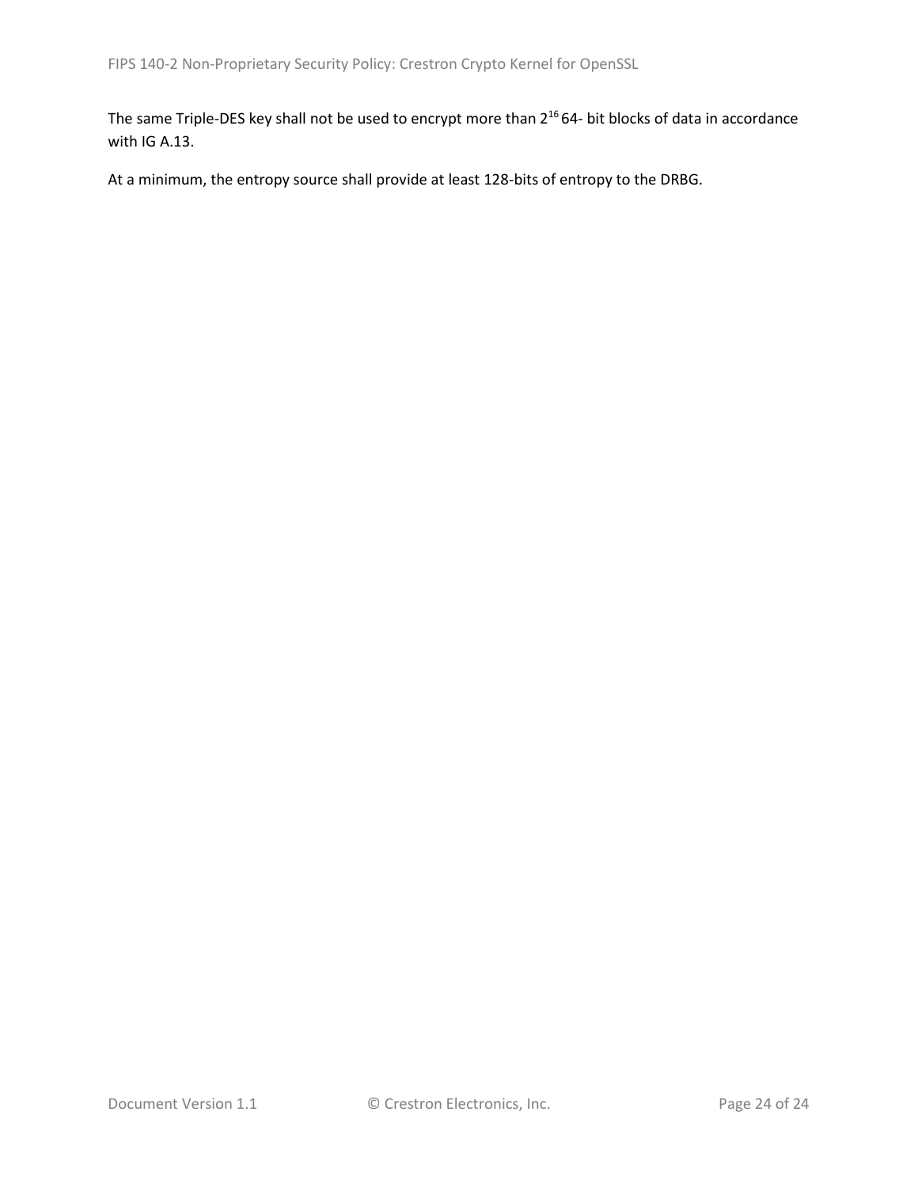The same Triple-DES key shall not be used to encrypt more than $2^{16}$ 64- bit blocks of data in accordance with IG A.13.

At a minimum, the entropy source shall provide at least 128-bits of entropy to the DRBG.